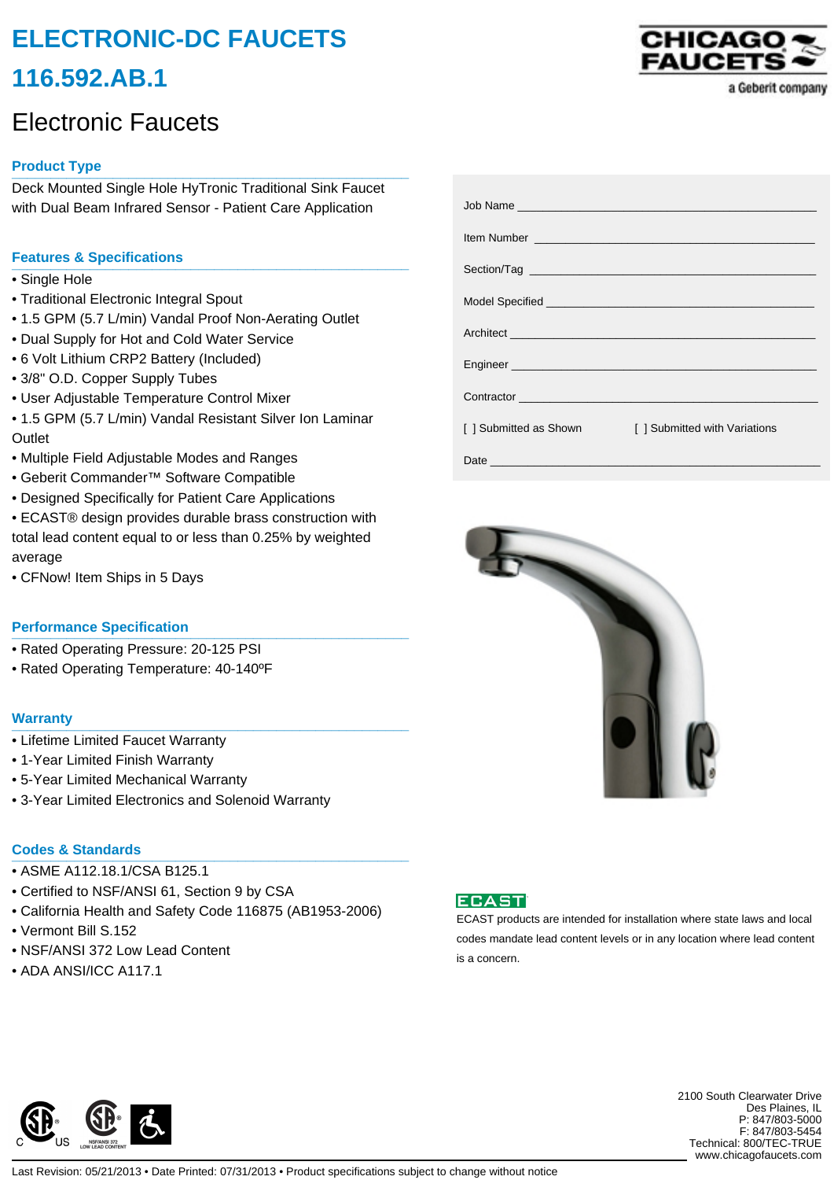# ELECTRONIC-DC FAUCETS

# 116.592.AB.1

CHICAGO FAUCETS
a Geberit company

## Electronic Faucets

### Product Type

Deck Mounted Single Hole HyTronic Traditional Sink Faucet with Dual Beam Infrared Sensor - Patient Care Application

### Features & Specifications

- Single Hole
- Traditional Electronic Integral Spout
- 1.5 GPM (5.7 L/min) Vandal Proof Non-Aerating Outlet
- Dual Supply for Hot and Cold Water Service
- 6 Volt Lithium CRP2 Battery (Included)
- 3/8" O.D. Copper Supply Tubes
- User Adjustable Temperature Control Mixer
- 1.5 GPM (5.7 L/min) Vandal Resistant Silver Ion Laminar Outlet
- Multiple Field Adjustable Modes and Ranges
- Geberit Commander™ Software Compatible
- Designed Specifically for Patient Care Applications
- ECAST® design provides durable brass construction with total lead content equal to or less than 0.25% by weighted average
- CFNow! Item Ships in 5 Days

### Performance Specification

- Rated Operating Pressure: 20-125 PSI
- Rated Operating Temperature: 40-140ºF

### Warranty

- Lifetime Limited Faucet Warranty
- 1-Year Limited Finish Warranty
- 5-Year Limited Mechanical Warranty
- 3-Year Limited Electronics and Solenoid Warranty

### Codes & Standards

- ASME A112.18.1/CSA B125.1
- Certified to NSF/ANSI 61, Section 9 by CSA
- California Health and Safety Code 116875 (AB1953-2006)
- Vermont Bill S.152
- NSF/ANSI 372 Low Lead Content
- ADA ANSI/ICC A117.1

Job Name ____________________

Item Number ____________________

Section/Tag ____________________

Model Specified ____________________

Architect ____________________

Engineer ____________________

Contractor ____________________

[ ] Submitted as Shown [ ] Submitted with Variations

Date ____________________

ECAST

ECAST products are intended for installation where state laws and local codes mandate lead content levels or in any location where lead content is a concern.

2100 South Clearwater Drive
Des Plaines, IL
P: 847/803-5000
F: 847/803-5454
Technical: 800/TEC-TRUE
www.chicagofaucets.com

Last Revision: 05/21/2013 • Date Printed: 07/31/2013 • Product specifications subject to change without notice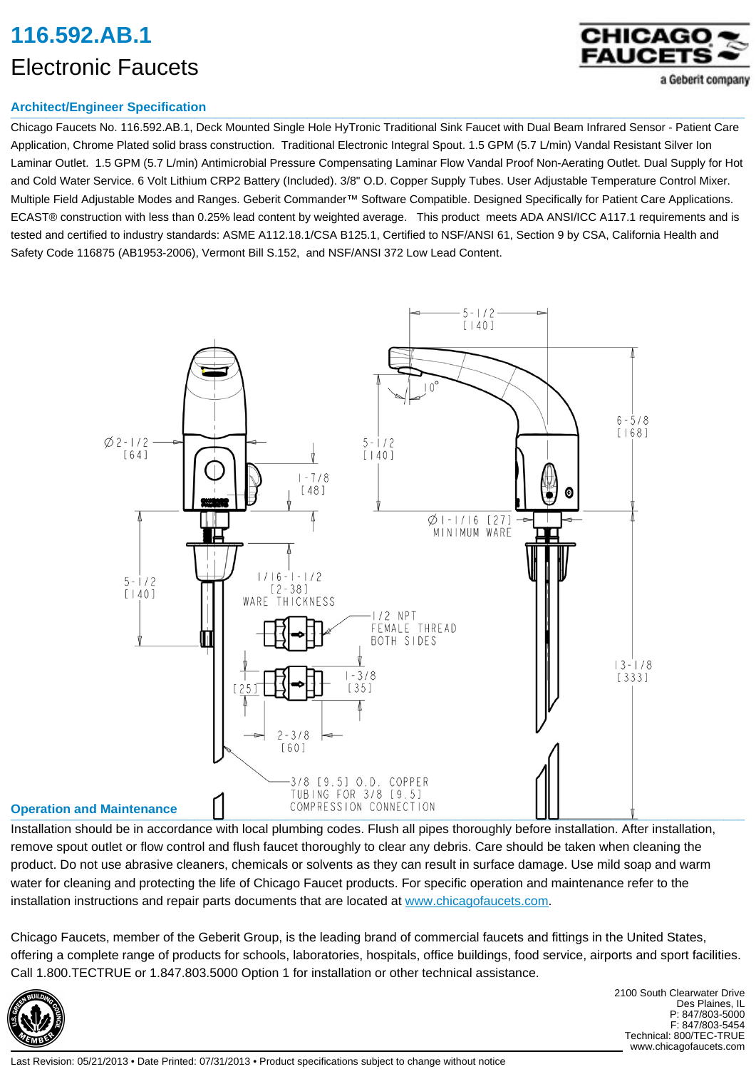# 116.592.AB.1

## Electronic Faucets

### Architect/Engineer Specification

Chicago Faucets No. 116.592.AB.1, Deck Mounted Single Hole HyTronic Traditional Sink Faucet with Dual Beam Infrared Sensor - Patient Care Application, Chrome Plated solid brass construction. Traditional Electronic Integral Spout. 1.5 GPM (5.7 L/min) Vandal Resistant Silver Ion Laminar Outlet. 1.5 GPM (5.7 L/min) Antimicrobial Pressure Compensating Laminar Flow Vandal Proof Non-Aerating Outlet. Dual Supply for Hot and Cold Water Service. 6 Volt Lithium CRP2 Battery (Included). 3/8" O.D. Copper Supply Tubes. User Adjustable Temperature Control Mixer. Multiple Field Adjustable Modes and Ranges. Geberit Commander™ Software Compatible. Designed Specifically for Patient Care Applications. ECAST® construction with less than 0.25% lead content by weighted average. This product meets ADA ANSI/ICC A117.1 requirements and is tested and certified to industry standards: ASME A112.18.1/CSA B125.1, Certified to NSF/ANSI 61, Section 9 by CSA, California Health and Safety Code 116875 (AB1953-2006), Vermont Bill S.152, and NSF/ANSI 372 Low Lead Content.

Ø2-1/2 [64]
1-7/8 [48]
5-1/2 [140]
5-1/2 [140]
5-1/2 [140]
10°
6-5/8 [168]
Ø1-1/16 [27] MINIMUM WARE
1/16-1-1/2 [2-38] WARE THICKNESS
1/2 NPT FEMALE THREAD BOTH SIDES
[25]
1-3/8 [35]
2-3/8 [60]
13-1/8 [333]
3/8 [9.5] O.D. COPPER TUBING FOR 3/8 [9.5] COMPRESSION CONNECTION

### Operation and Maintenance

Installation should be in accordance with local plumbing codes. Flush all pipes thoroughly before installation. After installation, remove spout outlet or flow control and flush faucet thoroughly to clear any debris. Care should be taken when cleaning the product. Do not use abrasive cleaners, chemicals or solvents as they can result in surface damage. Use mild soap and warm water for cleaning and protecting the life of Chicago Faucet products. For specific operation and maintenance refer to the installation instructions and repair parts documents that are located at www.chicagofaucets.com.

Chicago Faucets, member of the Geberit Group, is the leading brand of commercial faucets and fittings in the United States, offering a complete range of products for schools, laboratories, hospitals, office buildings, food service, airports and sport facilities. Call 1.800.TECTRUE or 1.847.803.5000 Option 1 for installation or other technical assistance.

2100 South Clearwater Drive
Des Plaines, IL
P: 847/803-5000
F: 847/803-5454
Technical: 800/TEC-TRUE
www.chicagofaucets.com

Last Revision: 05/21/2013 • Date Printed: 07/31/2013 • Product specifications subject to change without notice